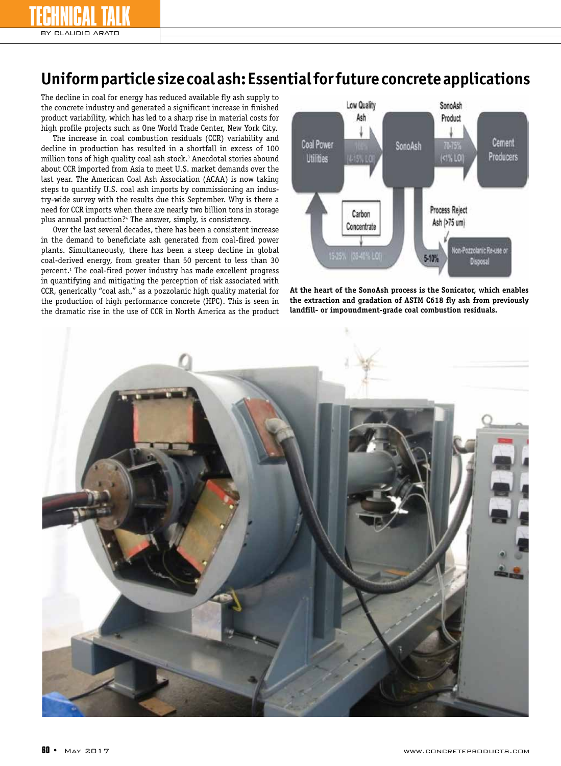TECHNICAL TALK

BY CLAUDIO ARATO

# Uniform particle size coal ash: Essential for future concrete applications

The decline in coal for energy has reduced available fly ash supply to the concrete industry and generated a significant increase in finished product variability, which has led to a sharp rise in material costs for high profile projects such as One World Trade Center, New York City.

The increase in coal combustion residuals (CCR) variability and decline in production has resulted in a shortfall in excess of 100 million tons of high quality coal ash stock.[3] Anecdotal stories abound about CCR imported from Asia to meet U.S. market demands over the last year. The American Coal Ash Association (ACAA) is now taking steps to quantify U.S. coal ash imports by commissioning an industry-wide survey with the results due this September. Why is there a need for CCR imports when there are nearly two billion tons in storage plus annual production?[4] The answer, simply, is consistency.

Over the last several decades, there has been a consistent increase in the demand to beneficiate ash generated from coal-fired power plants. Simultaneously, there has been a steep decline in global coal-derived energy, from greater than 50 percent to less than 30 percent.[1] The coal-fired power industry has made excellent progress in quantifying and mitigating the perception of risk associated with CCR, generically "coal ash," as a pozzolanic high quality material for the production of high performance concrete (HPC). This is seen in the dramatic rise in the use of CCR in North America as the product

At the heart of the SonoAsh process is the Sonicator, which enables the extraction and gradation of ASTM C618 fly ash from previously landfill- or impoundment-grade coal combustion residuals.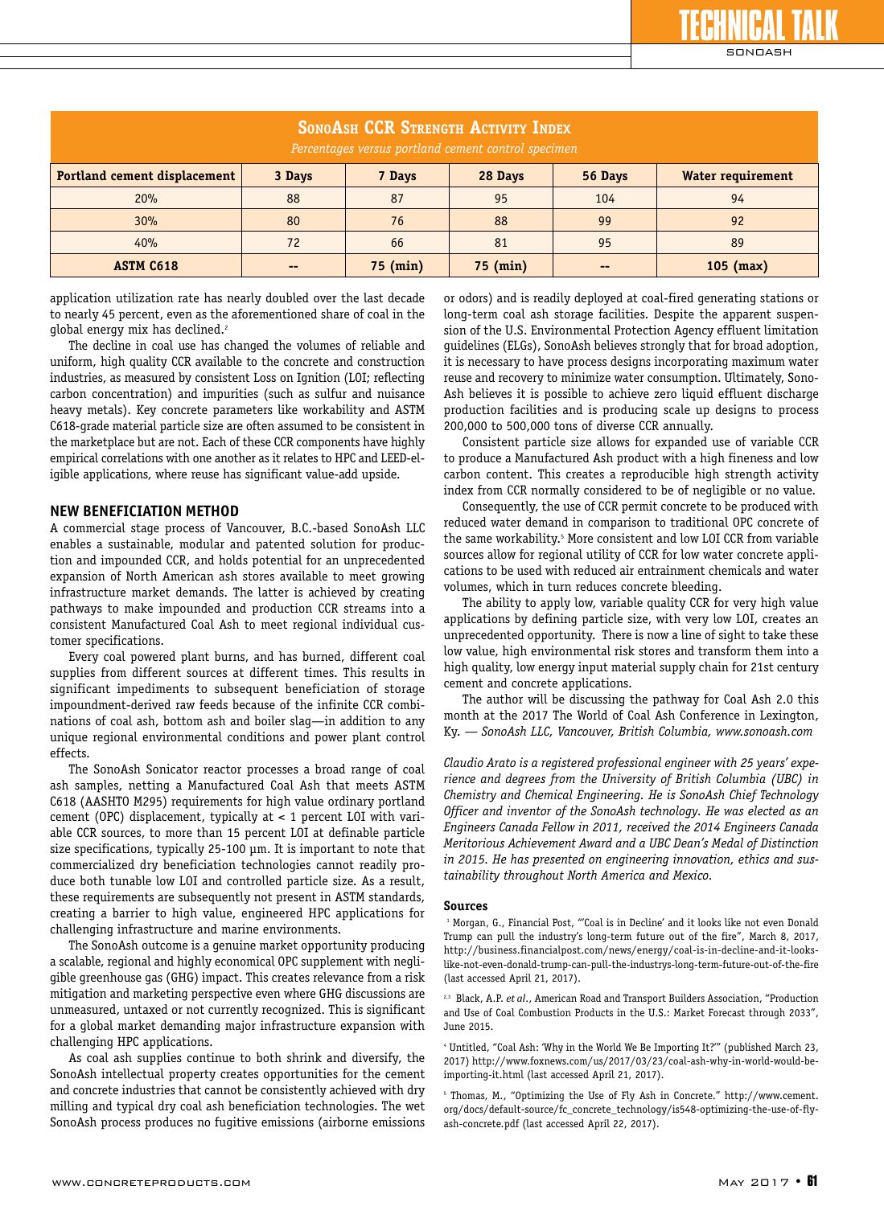**SonoAsh CCR Strength Activity Index**

*Percentages versus portland cement control specimen*

| Portland cement displacement | 3 Days | 7 Days | 28 Days | 56 Days | Water requirement |
|---|---|---|---|---|---|
| 20% | 88 | 87 | 95 | 104 | 94 |
| 30% | 80 | 76 | 88 | 99 | 92 |
| 40% | 72 | 66 | 81 | 95 | 89 |
| **ASTM C618** | -- | 75 (min) | 75 (min) | -- | 105 (max) |

application utilization rate has nearly doubled over the last decade to nearly 45 percent, even as the aforementioned share of coal in the global energy mix has declined.[2]

The decline in coal use has changed the volumes of reliable and uniform, high quality CCR available to the concrete and construction industries, as measured by consistent Loss on Ignition (LOI; reflecting carbon concentration) and impurities (such as sulfur and nuisance heavy metals). Key concrete parameters like workability and ASTM C618-grade material particle size are often assumed to be consistent in the marketplace but are not. Each of these CCR components have highly empirical correlations with one another as it relates to HPC and LEED-eligible applications, where reuse has significant value-add upside.

## NEW BENEFICIATION METHOD

A commercial stage process of Vancouver, B.C.-based SonoAsh LLC enables a sustainable, modular and patented solution for production and impounded CCR, and holds potential for an unprecedented expansion of North American ash stores available to meet growing infrastructure market demands. The latter is achieved by creating pathways to make impounded and production CCR streams into a consistent Manufactured Coal Ash to meet regional individual customer specifications.

Every coal powered plant burns, and has burned, different coal supplies from different sources at different times. This results in significant impediments to subsequent beneficiation of storage impoundment-derived raw feeds because of the infinite CCR combinations of coal ash, bottom ash and boiler slag—in addition to any unique regional environmental conditions and power plant control effects.

The SonoAsh Sonicator reactor processes a broad range of coal ash samples, netting a Manufactured Coal Ash that meets ASTM C618 (AASHTO M295) requirements for high value ordinary portland cement (OPC) displacement, typically at < 1 percent LOI with variable CCR sources, to more than 15 percent LOI at definable particle size specifications, typically 25-100 µm. It is important to note that commercialized dry beneficiation technologies cannot readily produce both tunable low LOI and controlled particle size. As a result, these requirements are subsequently not present in ASTM standards, creating a barrier to high value, engineered HPC applications for challenging infrastructure and marine environments.

The SonoAsh outcome is a genuine market opportunity producing a scalable, regional and highly economical OPC supplement with negligible greenhouse gas (GHG) impact. This creates relevance from a risk mitigation and marketing perspective even where GHG discussions are unmeasured, untaxed or not currently recognized. This is significant for a global market demanding major infrastructure expansion with challenging HPC applications.

As coal ash supplies continue to both shrink and diversify, the SonoAsh intellectual property creates opportunities for the cement and concrete industries that cannot be consistently achieved with dry milling and typical dry coal ash beneficiation technologies. The wet SonoAsh process produces no fugitive emissions (airborne emissions or odors) and is readily deployed at coal-fired generating stations or long-term coal ash storage facilities. Despite the apparent suspension of the U.S. Environmental Protection Agency effluent limitation guidelines (ELGs), SonoAsh believes strongly that for broad adoption, it is necessary to have process designs incorporating maximum water reuse and recovery to minimize water consumption. Ultimately, SonoAsh believes it is possible to achieve zero liquid effluent discharge production facilities and is producing scale up designs to process 200,000 to 500,000 tons of diverse CCR annually.

Consistent particle size allows for expanded use of variable CCR to produce a Manufactured Ash product with a high fineness and low carbon content. This creates a reproducible high strength activity index from CCR normally considered to be of negligible or no value.

Consequently, the use of CCR permit concrete to be produced with reduced water demand in comparison to traditional OPC concrete of the same workability.[5] More consistent and low LOI CCR from variable sources allow for regional utility of CCR for low water concrete applications to be used with reduced air entrainment chemicals and water volumes, which in turn reduces concrete bleeding.

The ability to apply low, variable quality CCR for very high value applications by defining particle size, with very low LOI, creates an unprecedented opportunity. There is now a line of sight to take these low value, high environmental risk stores and transform them into a high quality, low energy input material supply chain for 21st century cement and concrete applications.

The author will be discussing the pathway for Coal Ash 2.0 this month at the 2017 The World of Coal Ash Conference in Lexington, Ky. — *SonoAsh LLC, Vancouver, British Columbia, www.sonoash.com*

*Claudio Arato is a registered professional engineer with 25 years' experience and degrees from the University of British Columbia (UBC) in Chemistry and Chemical Engineering. He is SonoAsh Chief Technology Officer and inventor of the SonoAsh technology. He was elected as an Engineers Canada Fellow in 2011, received the 2014 Engineers Canada Meritorious Achievement Award and a UBC Dean's Medal of Distinction in 2015. He has presented on engineering innovation, ethics and sustainability throughout North America and Mexico.*

### Sources

[1] Morgan, G., Financial Post, "'Coal is in Decline' and it looks like not even Donald Trump can pull the industry's long-term future out of the fire", March 8, 2017, http://business.financialpost.com/news/energy/coal-is-in-decline-and-it-looks-like-not-even-donald-trump-can-pull-the-industrys-long-term-future-out-of-the-fire (last accessed April 21, 2017).

[2,3] Black, A.P. *et al*., American Road and Transport Builders Association, "Production and Use of Coal Combustion Products in the U.S.: Market Forecast through 2033", June 2015.

[4] Untitled, "Coal Ash: 'Why in the World We Be Importing It?'" (published March 23, 2017) http://www.foxnews.com/us/2017/03/23/coal-ash-why-in-world-would-be-importing-it.html (last accessed April 21, 2017).

[5] Thomas, M., "Optimizing the Use of Fly Ash in Concrete." http://www.cement.org/docs/default-source/fc_concrete_technology/is548-optimizing-the-use-of-fly-ash-concrete.pdf (last accessed April 22, 2017).